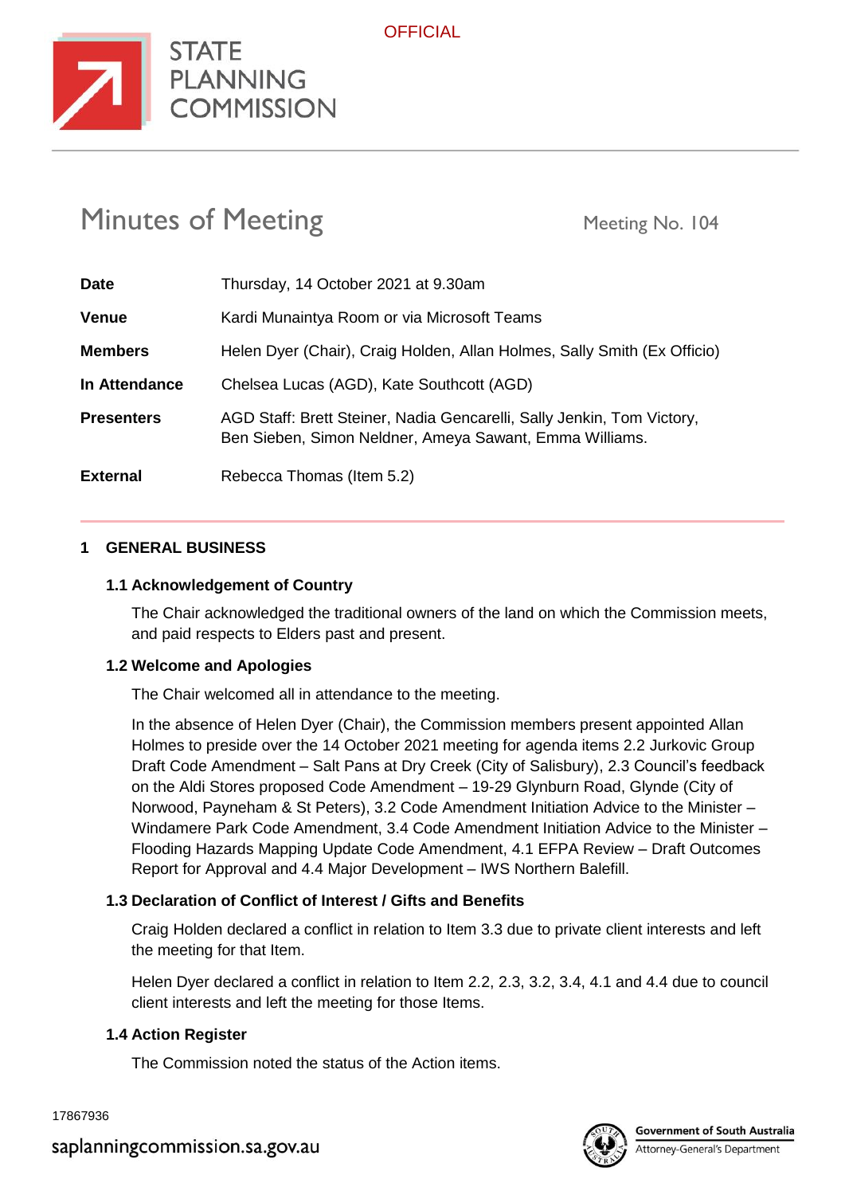OFFICIAL

STATE PLANNING COMMISSION

# Minutes of Meeting

Meeting No. 104

| | |
|---|---|
| **Date** | Thursday, 14 October 2021 at 9.30am |
| **Venue** | Kardi Munaintya Room or via Microsoft Teams |
| **Members** | Helen Dyer (Chair), Craig Holden, Allan Holmes, Sally Smith (Ex Officio) |
| **In Attendance** | Chelsea Lucas (AGD), Kate Southcott (AGD) |
| **Presenters** | AGD Staff: Brett Steiner, Nadia Gencarelli, Sally Jenkin, Tom Victory, Ben Sieben, Simon Neldner, Ameya Sawant, Emma Williams. |
| **External** | Rebecca Thomas (Item 5.2) |

## 1 GENERAL BUSINESS

### 1.1 Acknowledgement of Country

The Chair acknowledged the traditional owners of the land on which the Commission meets, and paid respects to Elders past and present.

### 1.2 Welcome and Apologies

The Chair welcomed all in attendance to the meeting.

In the absence of Helen Dyer (Chair), the Commission members present appointed Allan Holmes to preside over the 14 October 2021 meeting for agenda items 2.2 Jurkovic Group Draft Code Amendment – Salt Pans at Dry Creek (City of Salisbury), 2.3 Council's feedback on the Aldi Stores proposed Code Amendment – 19-29 Glynburn Road, Glynde (City of Norwood, Payneham & St Peters), 3.2 Code Amendment Initiation Advice to the Minister – Windamere Park Code Amendment, 3.4 Code Amendment Initiation Advice to the Minister – Flooding Hazards Mapping Update Code Amendment, 4.1 EFPA Review – Draft Outcomes Report for Approval and 4.4 Major Development – IWS Northern Balefill.

### 1.3 Declaration of Conflict of Interest / Gifts and Benefits

Craig Holden declared a conflict in relation to Item 3.3 due to private client interests and left the meeting for that Item.

Helen Dyer declared a conflict in relation to Item 2.2, 2.3, 3.2, 3.4, 4.1 and 4.4 due to council client interests and left the meeting for those Items.

### 1.4 Action Register

The Commission noted the status of the Action items.

17867936

saplanningcommission.sa.gov.au

Government of South Australia
Attorney-General's Department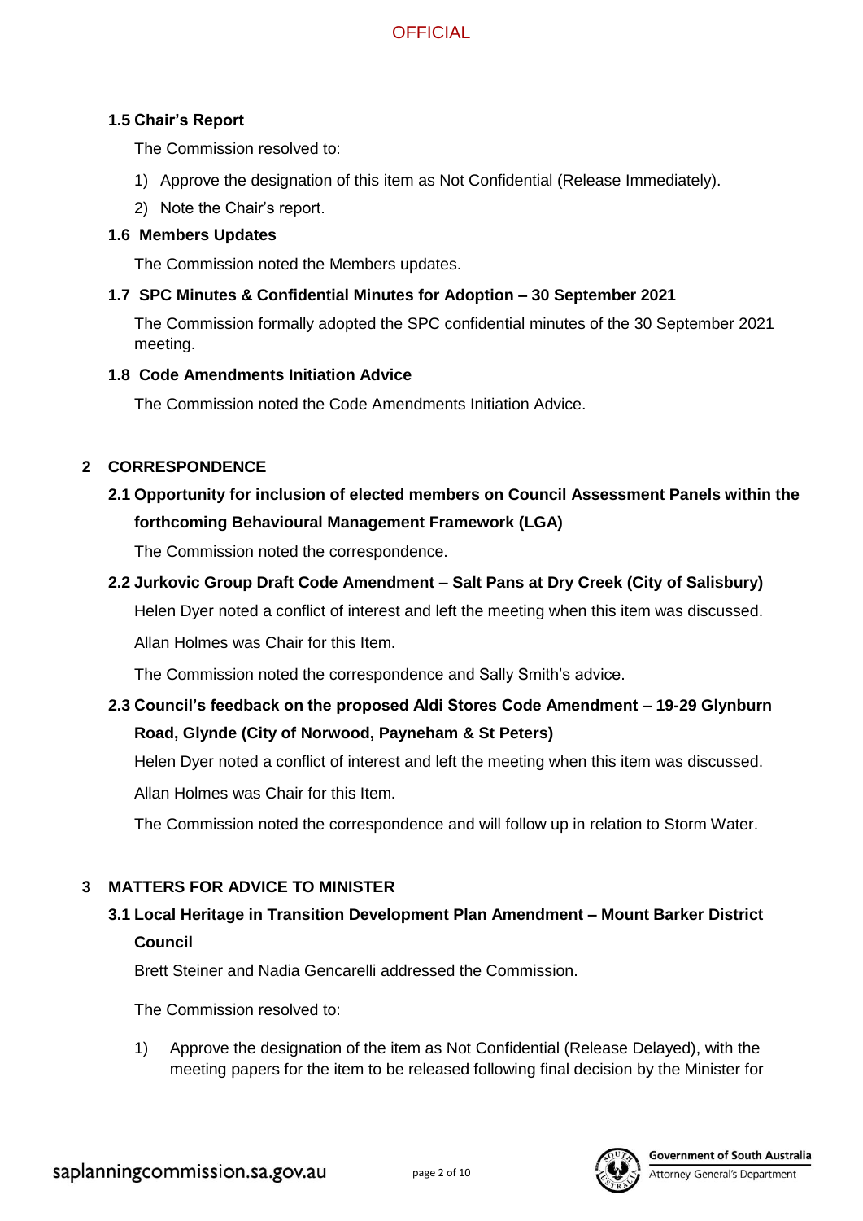### 1.5 Chair's Report

The Commission resolved to:

1) Approve the designation of this item as Not Confidential (Release Immediately).
2) Note the Chair's report.

### 1.6 Members Updates

The Commission noted the Members updates.

### 1.7 SPC Minutes & Confidential Minutes for Adoption – 30 September 2021

The Commission formally adopted the SPC confidential minutes of the 30 September 2021 meeting.

### 1.8 Code Amendments Initiation Advice

The Commission noted the Code Amendments Initiation Advice.

## 2 CORRESPONDENCE

### 2.1 Opportunity for inclusion of elected members on Council Assessment Panels within the forthcoming Behavioural Management Framework (LGA)

The Commission noted the correspondence.

### 2.2 Jurkovic Group Draft Code Amendment – Salt Pans at Dry Creek (City of Salisbury)

Helen Dyer noted a conflict of interest and left the meeting when this item was discussed.

Allan Holmes was Chair for this Item.

The Commission noted the correspondence and Sally Smith's advice.

### 2.3 Council's feedback on the proposed Aldi Stores Code Amendment – 19-29 Glynburn Road, Glynde (City of Norwood, Payneham & St Peters)

Helen Dyer noted a conflict of interest and left the meeting when this item was discussed.

Allan Holmes was Chair for this Item.

The Commission noted the correspondence and will follow up in relation to Storm Water.

## 3 MATTERS FOR ADVICE TO MINISTER

### 3.1 Local Heritage in Transition Development Plan Amendment – Mount Barker District Council

Brett Steiner and Nadia Gencarelli addressed the Commission.

The Commission resolved to:

1) Approve the designation of the item as Not Confidential (Release Delayed), with the meeting papers for the item to be released following final decision by the Minister for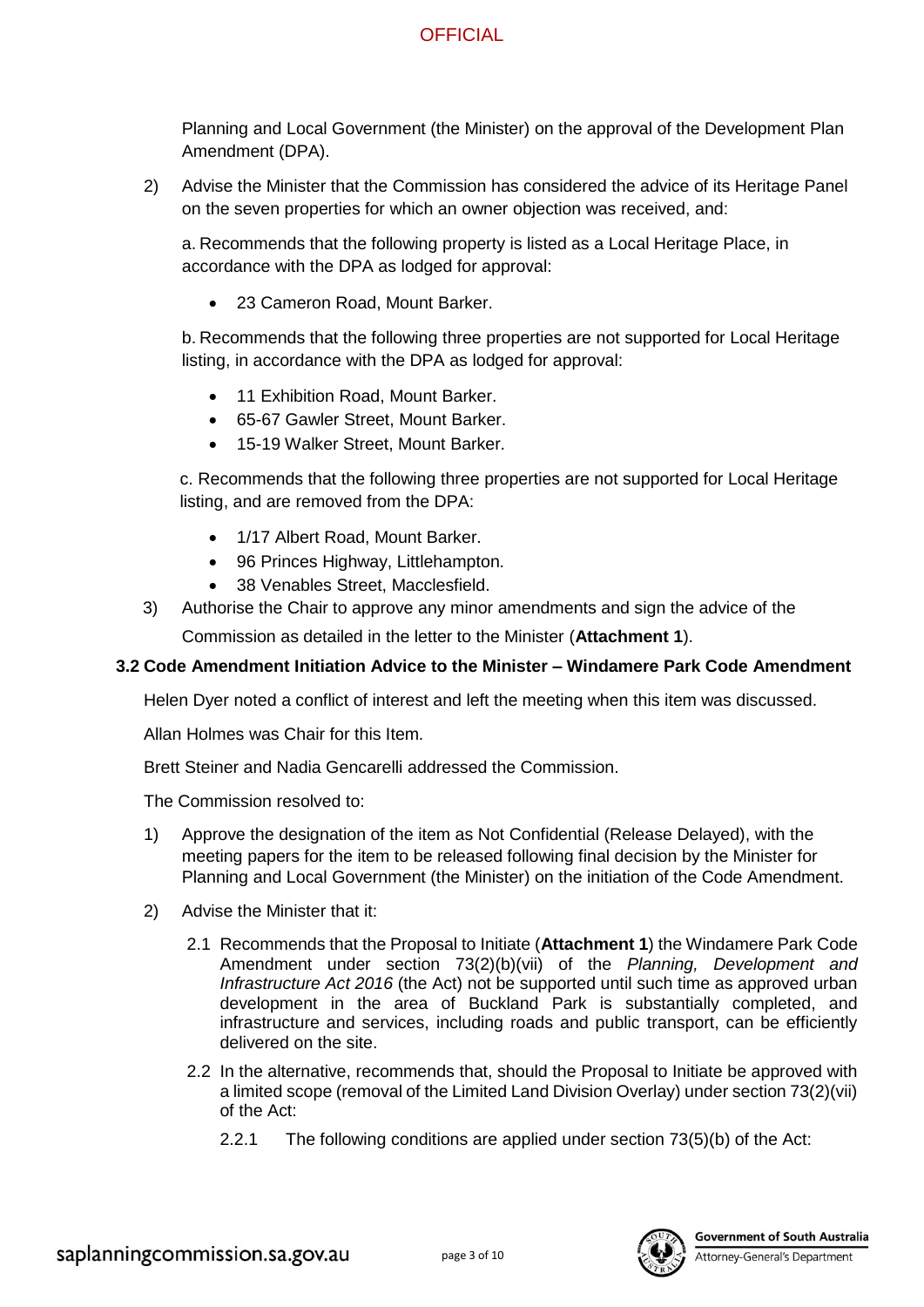Planning and Local Government (the Minister) on the approval of the Development Plan Amendment (DPA).

2) Advise the Minister that the Commission has considered the advice of its Heritage Panel on the seven properties for which an owner objection was received, and:

   a. Recommends that the following property is listed as a Local Heritage Place, in accordance with the DPA as lodged for approval:

   - 23 Cameron Road, Mount Barker.

   b. Recommends that the following three properties are not supported for Local Heritage listing, in accordance with the DPA as lodged for approval:

   - 11 Exhibition Road, Mount Barker.
   - 65-67 Gawler Street, Mount Barker.
   - 15-19 Walker Street, Mount Barker.

   c. Recommends that the following three properties are not supported for Local Heritage listing, and are removed from the DPA:

   - 1/17 Albert Road, Mount Barker.
   - 96 Princes Highway, Littlehampton.
   - 38 Venables Street, Macclesfield.

3) Authorise the Chair to approve any minor amendments and sign the advice of the Commission as detailed in the letter to the Minister (**Attachment 1**).

### 3.2 Code Amendment Initiation Advice to the Minister – Windamere Park Code Amendment

Helen Dyer noted a conflict of interest and left the meeting when this item was discussed.

Allan Holmes was Chair for this Item.

Brett Steiner and Nadia Gencarelli addressed the Commission.

The Commission resolved to:

1) Approve the designation of the item as Not Confidential (Release Delayed), with the meeting papers for the item to be released following final decision by the Minister for Planning and Local Government (the Minister) on the initiation of the Code Amendment.

2) Advise the Minister that it:

   2.1 Recommends that the Proposal to Initiate (**Attachment 1**) the Windamere Park Code Amendment under section 73(2)(b)(vii) of the *Planning, Development and Infrastructure Act 2016* (the Act) not be supported until such time as approved urban development in the area of Buckland Park is substantially completed, and infrastructure and services, including roads and public transport, can be efficiently delivered on the site.

   2.2 In the alternative, recommends that, should the Proposal to Initiate be approved with a limited scope (removal of the Limited Land Division Overlay) under section 73(2)(vii) of the Act:

      2.2.1 The following conditions are applied under section 73(5)(b) of the Act: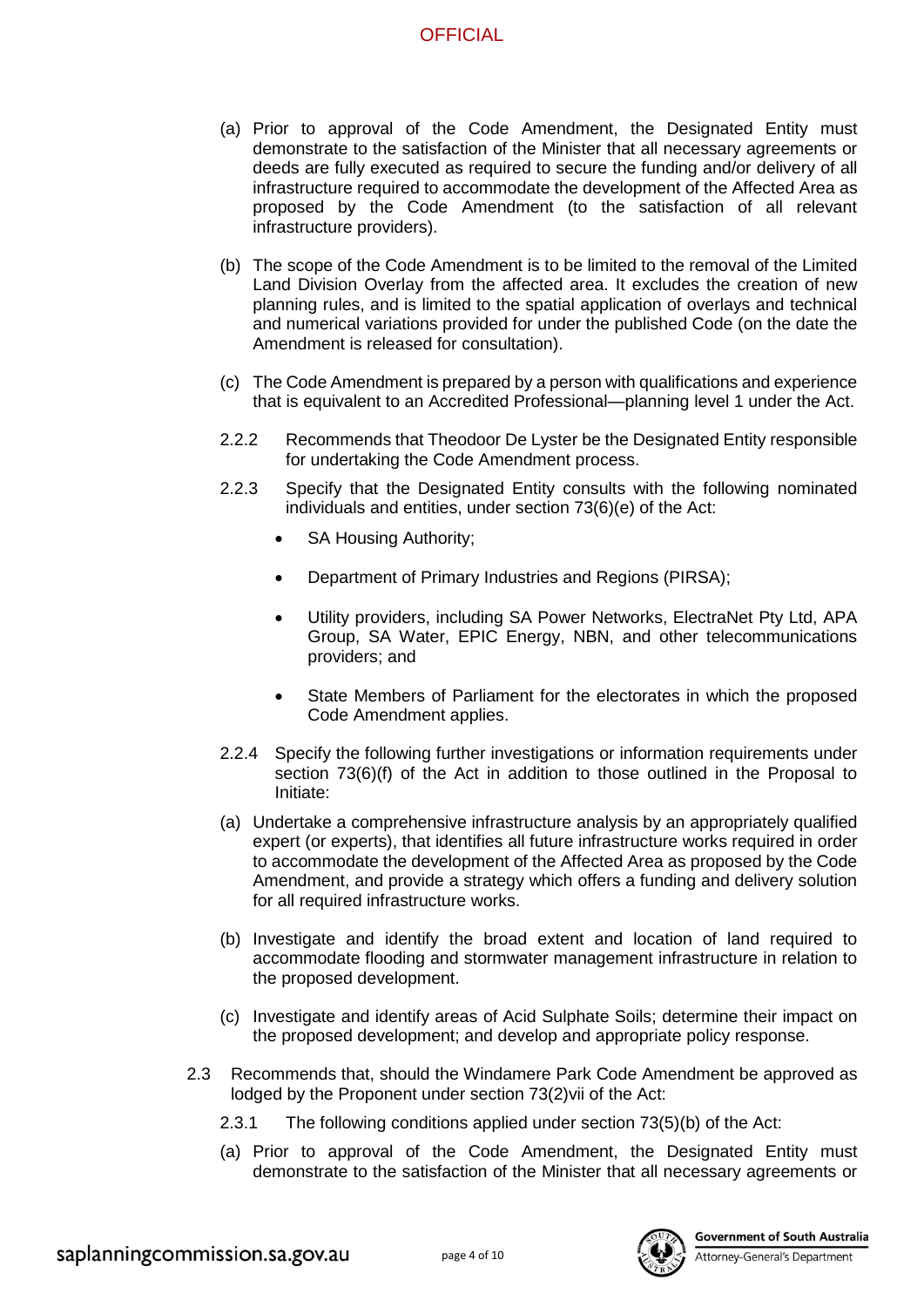(a) Prior to approval of the Code Amendment, the Designated Entity must demonstrate to the satisfaction of the Minister that all necessary agreements or deeds are fully executed as required to secure the funding and/or delivery of all infrastructure required to accommodate the development of the Affected Area as proposed by the Code Amendment (to the satisfaction of all relevant infrastructure providers).

(b) The scope of the Code Amendment is to be limited to the removal of the Limited Land Division Overlay from the affected area. It excludes the creation of new planning rules, and is limited to the spatial application of overlays and technical and numerical variations provided for under the published Code (on the date the Amendment is released for consultation).

(c) The Code Amendment is prepared by a person with qualifications and experience that is equivalent to an Accredited Professional—planning level 1 under the Act.

2.2.2 Recommends that Theodoor De Lyster be the Designated Entity responsible for undertaking the Code Amendment process.

2.2.3 Specify that the Designated Entity consults with the following nominated individuals and entities, under section 73(6)(e) of the Act:

- SA Housing Authority;
- Department of Primary Industries and Regions (PIRSA);
- Utility providers, including SA Power Networks, ElectraNet Pty Ltd, APA Group, SA Water, EPIC Energy, NBN, and other telecommunications providers; and
- State Members of Parliament for the electorates in which the proposed Code Amendment applies.

2.2.4 Specify the following further investigations or information requirements under section 73(6)(f) of the Act in addition to those outlined in the Proposal to Initiate:

(a) Undertake a comprehensive infrastructure analysis by an appropriately qualified expert (or experts), that identifies all future infrastructure works required in order to accommodate the development of the Affected Area as proposed by the Code Amendment, and provide a strategy which offers a funding and delivery solution for all required infrastructure works.

(b) Investigate and identify the broad extent and location of land required to accommodate flooding and stormwater management infrastructure in relation to the proposed development.

(c) Investigate and identify areas of Acid Sulphate Soils; determine their impact on the proposed development; and develop and appropriate policy response.

2.3 Recommends that, should the Windamere Park Code Amendment be approved as lodged by the Proponent under section 73(2)vii of the Act:

2.3.1 The following conditions applied under section 73(5)(b) of the Act:

(a) Prior to approval of the Code Amendment, the Designated Entity must demonstrate to the satisfaction of the Minister that all necessary agreements or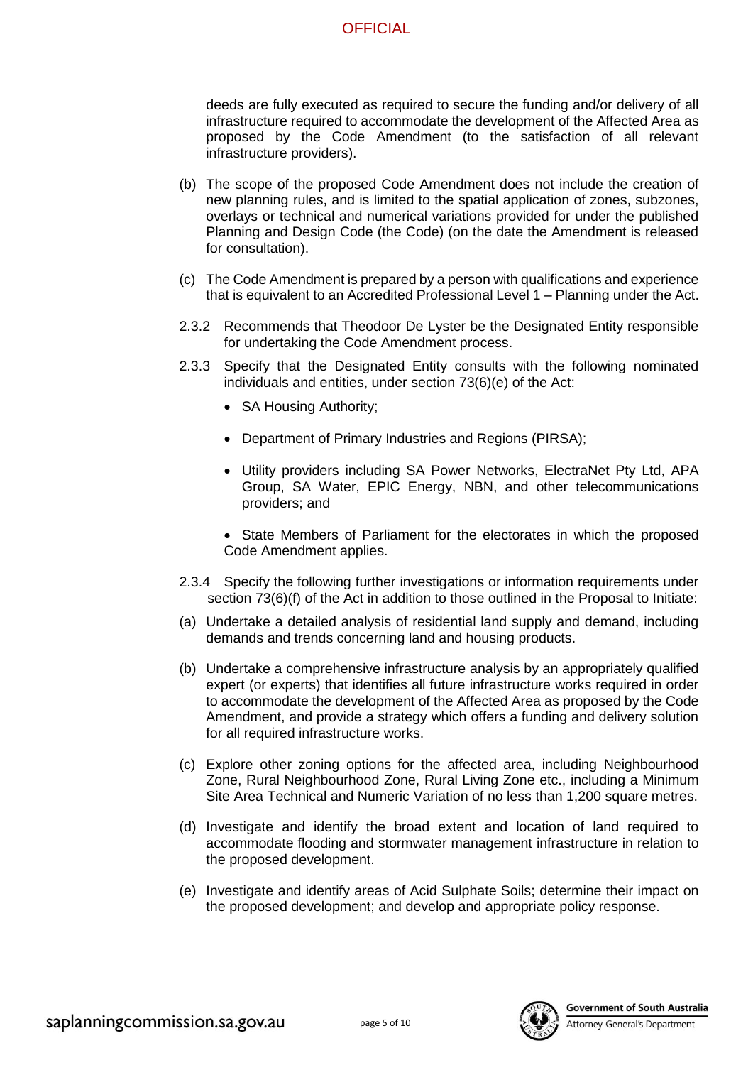deeds are fully executed as required to secure the funding and/or delivery of all infrastructure required to accommodate the development of the Affected Area as proposed by the Code Amendment (to the satisfaction of all relevant infrastructure providers).

(b) The scope of the proposed Code Amendment does not include the creation of new planning rules, and is limited to the spatial application of zones, subzones, overlays or technical and numerical variations provided for under the published Planning and Design Code (the Code) (on the date the Amendment is released for consultation).

(c) The Code Amendment is prepared by a person with qualifications and experience that is equivalent to an Accredited Professional Level 1 – Planning under the Act.

2.3.2 Recommends that Theodoor De Lyster be the Designated Entity responsible for undertaking the Code Amendment process.

2.3.3 Specify that the Designated Entity consults with the following nominated individuals and entities, under section 73(6)(e) of the Act:

- SA Housing Authority;
- Department of Primary Industries and Regions (PIRSA);
- Utility providers including SA Power Networks, ElectraNet Pty Ltd, APA Group, SA Water, EPIC Energy, NBN, and other telecommunications providers; and
- State Members of Parliament for the electorates in which the proposed Code Amendment applies.

2.3.4 Specify the following further investigations or information requirements under section 73(6)(f) of the Act in addition to those outlined in the Proposal to Initiate:

(a) Undertake a detailed analysis of residential land supply and demand, including demands and trends concerning land and housing products.

(b) Undertake a comprehensive infrastructure analysis by an appropriately qualified expert (or experts) that identifies all future infrastructure works required in order to accommodate the development of the Affected Area as proposed by the Code Amendment, and provide a strategy which offers a funding and delivery solution for all required infrastructure works.

(c) Explore other zoning options for the affected area, including Neighbourhood Zone, Rural Neighbourhood Zone, Rural Living Zone etc., including a Minimum Site Area Technical and Numeric Variation of no less than 1,200 square metres.

(d) Investigate and identify the broad extent and location of land required to accommodate flooding and stormwater management infrastructure in relation to the proposed development.

(e) Investigate and identify areas of Acid Sulphate Soils; determine their impact on the proposed development; and develop and appropriate policy response.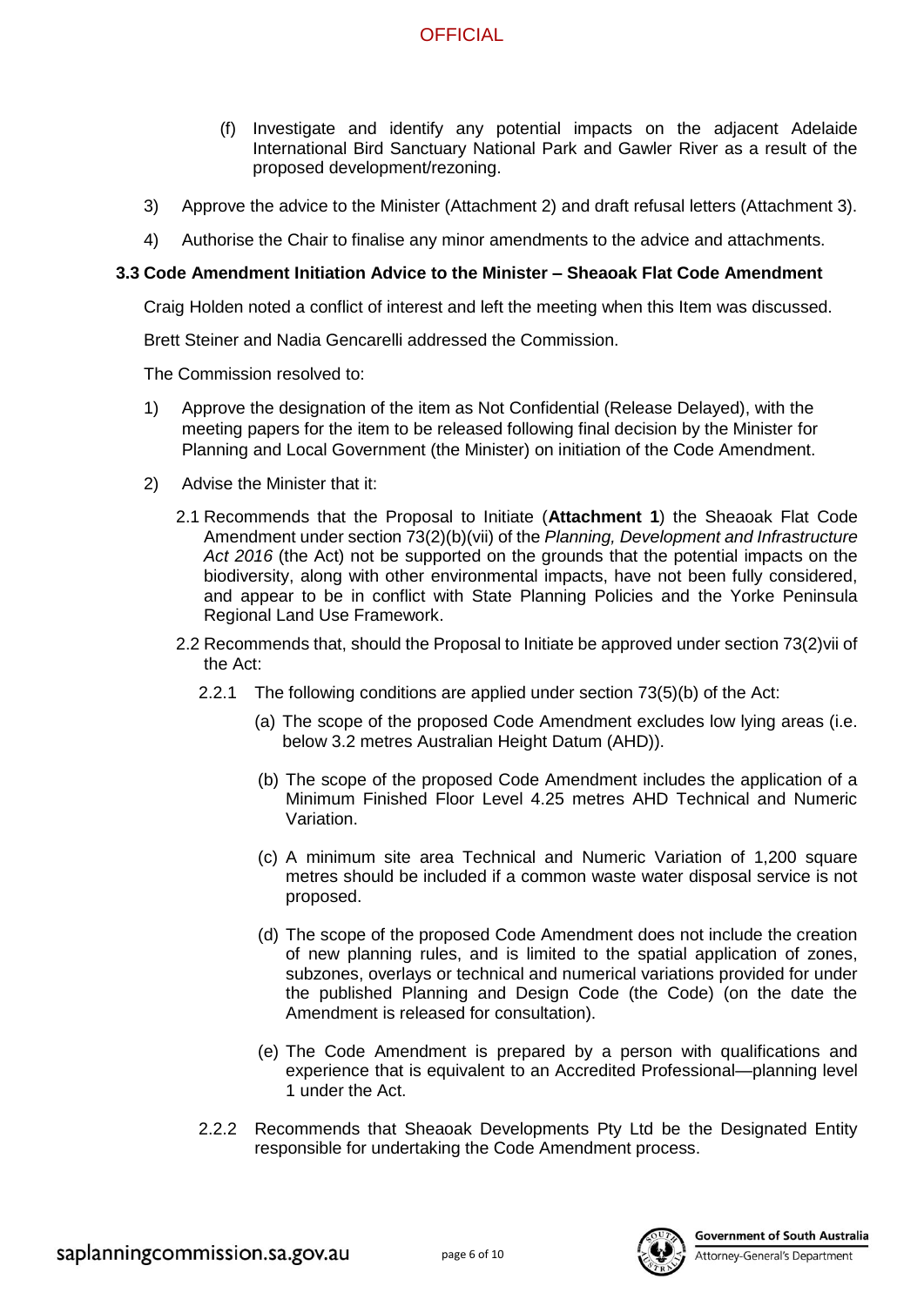(f) Investigate and identify any potential impacts on the adjacent Adelaide International Bird Sanctuary National Park and Gawler River as a result of the proposed development/rezoning.

3) Approve the advice to the Minister (Attachment 2) and draft refusal letters (Attachment 3).

4) Authorise the Chair to finalise any minor amendments to the advice and attachments.

### 3.3 Code Amendment Initiation Advice to the Minister – Sheaoak Flat Code Amendment

Craig Holden noted a conflict of interest and left the meeting when this Item was discussed.

Brett Steiner and Nadia Gencarelli addressed the Commission.

The Commission resolved to:

1) Approve the designation of the item as Not Confidential (Release Delayed), with the meeting papers for the item to be released following final decision by the Minister for Planning and Local Government (the Minister) on initiation of the Code Amendment.

2) Advise the Minister that it:

   2.1 Recommends that the Proposal to Initiate (**Attachment 1**) the Sheaoak Flat Code Amendment under section 73(2)(b)(vii) of the *Planning, Development and Infrastructure Act 2016* (the Act) not be supported on the grounds that the potential impacts on the biodiversity, along with other environmental impacts, have not been fully considered, and appear to be in conflict with State Planning Policies and the Yorke Peninsula Regional Land Use Framework.

   2.2 Recommends that, should the Proposal to Initiate be approved under section 73(2)vii of the Act:

      2.2.1 The following conditions are applied under section 73(5)(b) of the Act:

         (a) The scope of the proposed Code Amendment excludes low lying areas (i.e. below 3.2 metres Australian Height Datum (AHD)).

         (b) The scope of the proposed Code Amendment includes the application of a Minimum Finished Floor Level 4.25 metres AHD Technical and Numeric Variation.

         (c) A minimum site area Technical and Numeric Variation of 1,200 square metres should be included if a common waste water disposal service is not proposed.

         (d) The scope of the proposed Code Amendment does not include the creation of new planning rules, and is limited to the spatial application of zones, subzones, overlays or technical and numerical variations provided for under the published Planning and Design Code (the Code) (on the date the Amendment is released for consultation).

         (e) The Code Amendment is prepared by a person with qualifications and experience that is equivalent to an Accredited Professional—planning level 1 under the Act.

      2.2.2 Recommends that Sheaoak Developments Pty Ltd be the Designated Entity responsible for undertaking the Code Amendment process.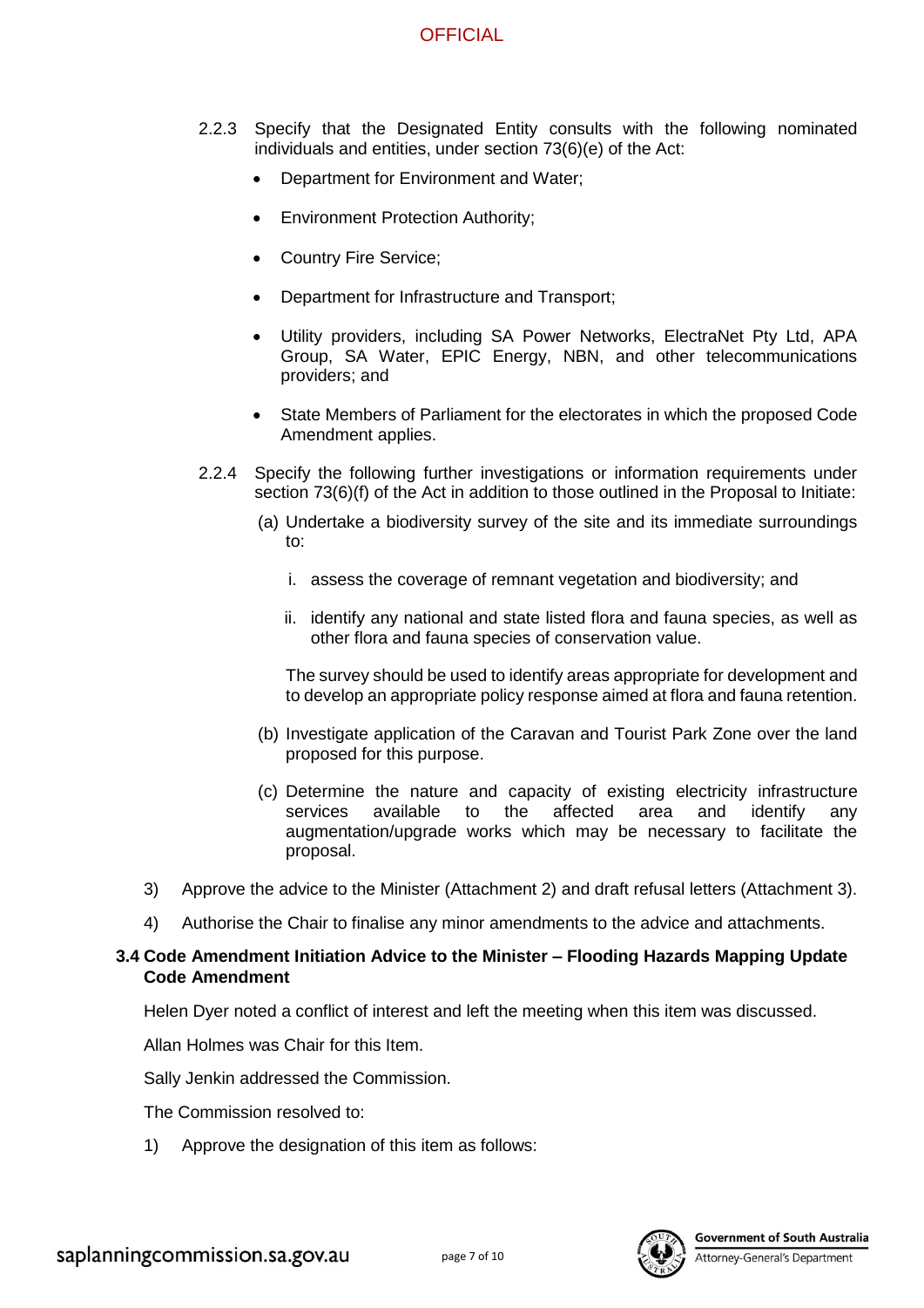2.2.3 Specify that the Designated Entity consults with the following nominated individuals and entities, under section 73(6)(e) of the Act:

- Department for Environment and Water;
- Environment Protection Authority;
- Country Fire Service;
- Department for Infrastructure and Transport;
- Utility providers, including SA Power Networks, ElectraNet Pty Ltd, APA Group, SA Water, EPIC Energy, NBN, and other telecommunications providers; and
- State Members of Parliament for the electorates in which the proposed Code Amendment applies.

2.2.4 Specify the following further investigations or information requirements under section 73(6)(f) of the Act in addition to those outlined in the Proposal to Initiate:

(a) Undertake a biodiversity survey of the site and its immediate surroundings to:

i. assess the coverage of remnant vegetation and biodiversity; and

ii. identify any national and state listed flora and fauna species, as well as other flora and fauna species of conservation value.

The survey should be used to identify areas appropriate for development and to develop an appropriate policy response aimed at flora and fauna retention.

(b) Investigate application of the Caravan and Tourist Park Zone over the land proposed for this purpose.

(c) Determine the nature and capacity of existing electricity infrastructure services available to the affected area and identify any augmentation/upgrade works which may be necessary to facilitate the proposal.

3) Approve the advice to the Minister (Attachment 2) and draft refusal letters (Attachment 3).

4) Authorise the Chair to finalise any minor amendments to the advice and attachments.

### 3.4 Code Amendment Initiation Advice to the Minister – Flooding Hazards Mapping Update Code Amendment

Helen Dyer noted a conflict of interest and left the meeting when this item was discussed.

Allan Holmes was Chair for this Item.

Sally Jenkin addressed the Commission.

The Commission resolved to:

1) Approve the designation of this item as follows: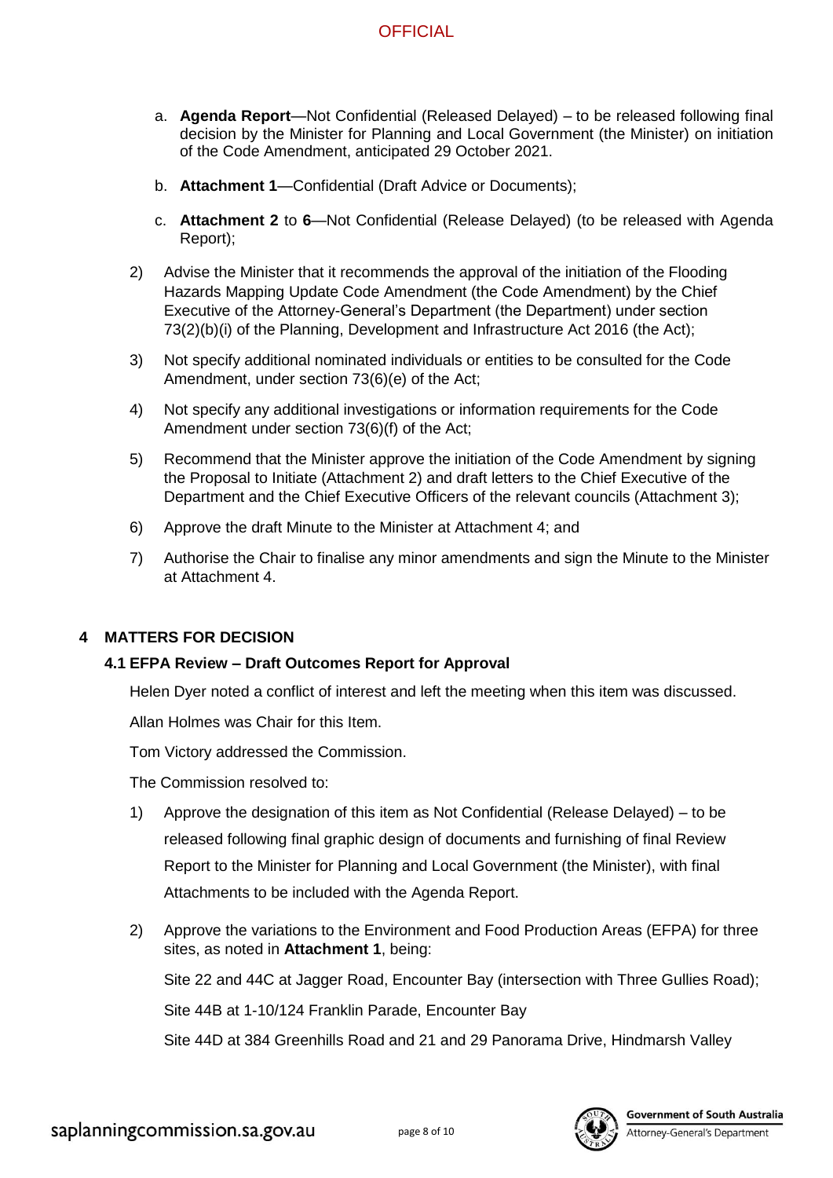a. **Agenda Report**—Not Confidential (Released Delayed) – to be released following final decision by the Minister for Planning and Local Government (the Minister) on initiation of the Code Amendment, anticipated 29 October 2021.

b. **Attachment 1**—Confidential (Draft Advice or Documents);

c. **Attachment 2** to **6**—Not Confidential (Release Delayed) (to be released with Agenda Report);

2) Advise the Minister that it recommends the approval of the initiation of the Flooding Hazards Mapping Update Code Amendment (the Code Amendment) by the Chief Executive of the Attorney-General's Department (the Department) under section 73(2)(b)(i) of the Planning, Development and Infrastructure Act 2016 (the Act);

3) Not specify additional nominated individuals or entities to be consulted for the Code Amendment, under section 73(6)(e) of the Act;

4) Not specify any additional investigations or information requirements for the Code Amendment under section 73(6)(f) of the Act;

5) Recommend that the Minister approve the initiation of the Code Amendment by signing the Proposal to Initiate (Attachment 2) and draft letters to the Chief Executive of the Department and the Chief Executive Officers of the relevant councils (Attachment 3);

6) Approve the draft Minute to the Minister at Attachment 4; and

7) Authorise the Chair to finalise any minor amendments and sign the Minute to the Minister at Attachment 4.

## 4 MATTERS FOR DECISION

### 4.1 EFPA Review – Draft Outcomes Report for Approval

Helen Dyer noted a conflict of interest and left the meeting when this item was discussed.

Allan Holmes was Chair for this Item.

Tom Victory addressed the Commission.

The Commission resolved to:

1) Approve the designation of this item as Not Confidential (Release Delayed) – to be released following final graphic design of documents and furnishing of final Review Report to the Minister for Planning and Local Government (the Minister), with final Attachments to be included with the Agenda Report.

2) Approve the variations to the Environment and Food Production Areas (EFPA) for three sites, as noted in **Attachment 1**, being:

   Site 22 and 44C at Jagger Road, Encounter Bay (intersection with Three Gullies Road);

   Site 44B at 1-10/124 Franklin Parade, Encounter Bay

   Site 44D at 384 Greenhills Road and 21 and 29 Panorama Drive, Hindmarsh Valley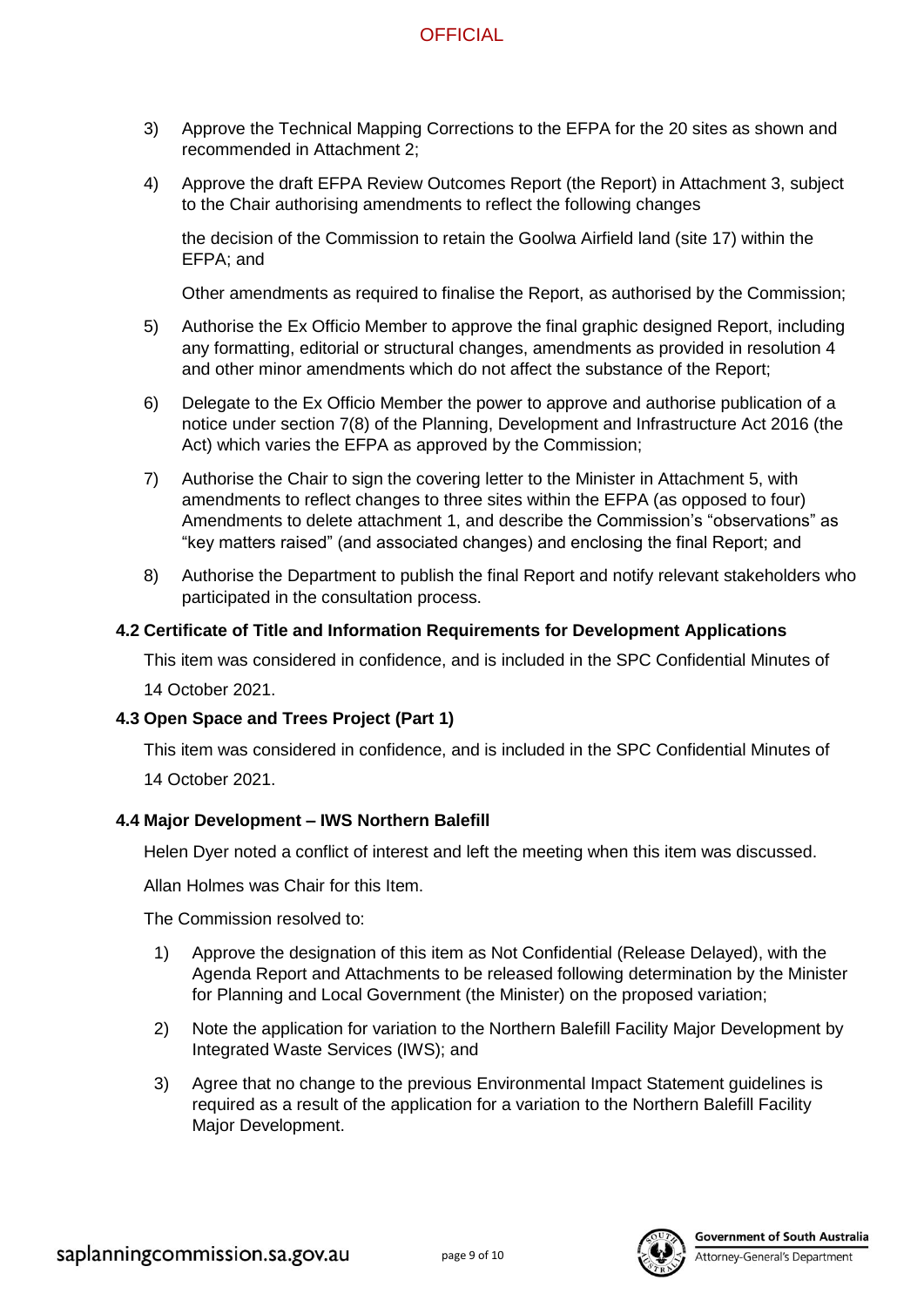3) Approve the Technical Mapping Corrections to the EFPA for the 20 sites as shown and recommended in Attachment 2;

4) Approve the draft EFPA Review Outcomes Report (the Report) in Attachment 3, subject to the Chair authorising amendments to reflect the following changes

   the decision of the Commission to retain the Goolwa Airfield land (site 17) within the EFPA; and

   Other amendments as required to finalise the Report, as authorised by the Commission;

5) Authorise the Ex Officio Member to approve the final graphic designed Report, including any formatting, editorial or structural changes, amendments as provided in resolution 4 and other minor amendments which do not affect the substance of the Report;

6) Delegate to the Ex Officio Member the power to approve and authorise publication of a notice under section 7(8) of the Planning, Development and Infrastructure Act 2016 (the Act) which varies the EFPA as approved by the Commission;

7) Authorise the Chair to sign the covering letter to the Minister in Attachment 5, with amendments to reflect changes to three sites within the EFPA (as opposed to four) Amendments to delete attachment 1, and describe the Commission's "observations" as "key matters raised" (and associated changes) and enclosing the final Report; and

8) Authorise the Department to publish the final Report and notify relevant stakeholders who participated in the consultation process.

### 4.2 Certificate of Title and Information Requirements for Development Applications

This item was considered in confidence, and is included in the SPC Confidential Minutes of 14 October 2021.

### 4.3 Open Space and Trees Project (Part 1)

This item was considered in confidence, and is included in the SPC Confidential Minutes of 14 October 2021.

### 4.4 Major Development – IWS Northern Balefill

Helen Dyer noted a conflict of interest and left the meeting when this item was discussed.

Allan Holmes was Chair for this Item.

The Commission resolved to:

1) Approve the designation of this item as Not Confidential (Release Delayed), with the Agenda Report and Attachments to be released following determination by the Minister for Planning and Local Government (the Minister) on the proposed variation;

2) Note the application for variation to the Northern Balefill Facility Major Development by Integrated Waste Services (IWS); and

3) Agree that no change to the previous Environmental Impact Statement guidelines is required as a result of the application for a variation to the Northern Balefill Facility Major Development.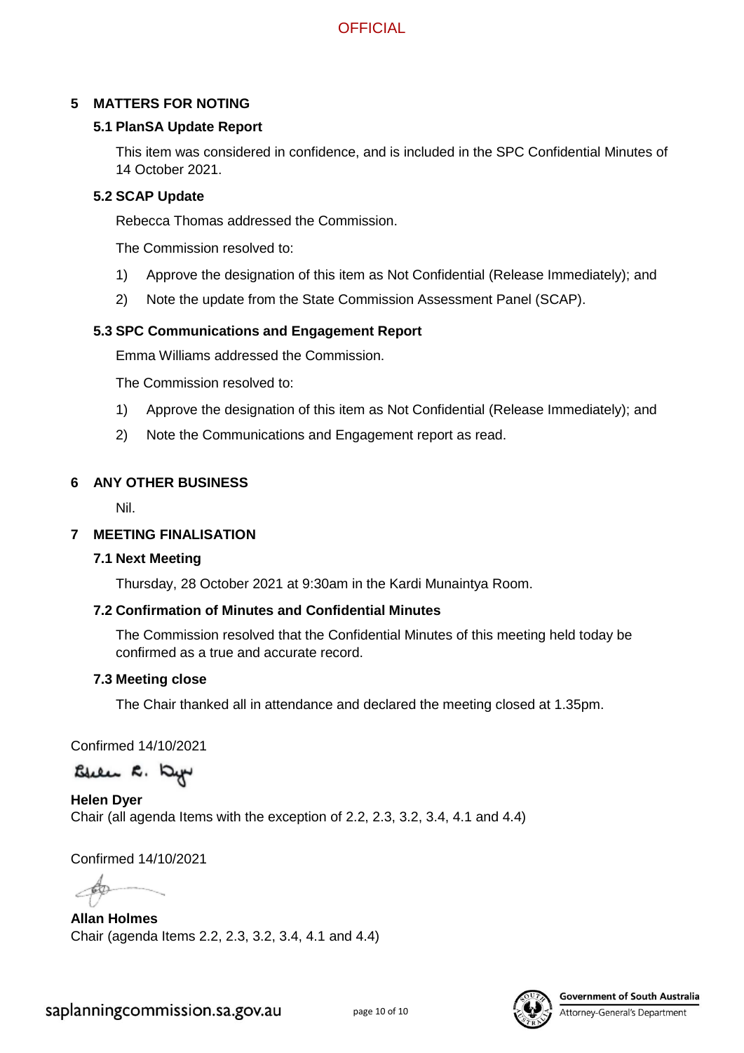## 5 MATTERS FOR NOTING

### 5.1 PlanSA Update Report

This item was considered in confidence, and is included in the SPC Confidential Minutes of 14 October 2021.

### 5.2 SCAP Update

Rebecca Thomas addressed the Commission.

The Commission resolved to:

1) Approve the designation of this item as Not Confidential (Release Immediately); and
2) Note the update from the State Commission Assessment Panel (SCAP).

### 5.3 SPC Communications and Engagement Report

Emma Williams addressed the Commission.

The Commission resolved to:

1) Approve the designation of this item as Not Confidential (Release Immediately); and
2) Note the Communications and Engagement report as read.

## 6 ANY OTHER BUSINESS

Nil.

## 7 MEETING FINALISATION

### 7.1 Next Meeting

Thursday, 28 October 2021 at 9:30am in the Kardi Munaintya Room.

### 7.2 Confirmation of Minutes and Confidential Minutes

The Commission resolved that the Confidential Minutes of this meeting held today be confirmed as a true and accurate record.

### 7.3 Meeting close

The Chair thanked all in attendance and declared the meeting closed at 1.35pm.

Confirmed 14/10/2021

**Helen Dyer**
Chair (all agenda Items with the exception of 2.2, 2.3, 3.2, 3.4, 4.1 and 4.4)

Confirmed 14/10/2021

**Allan Holmes**
Chair (agenda Items 2.2, 2.3, 3.2, 3.4, 4.1 and 4.4)